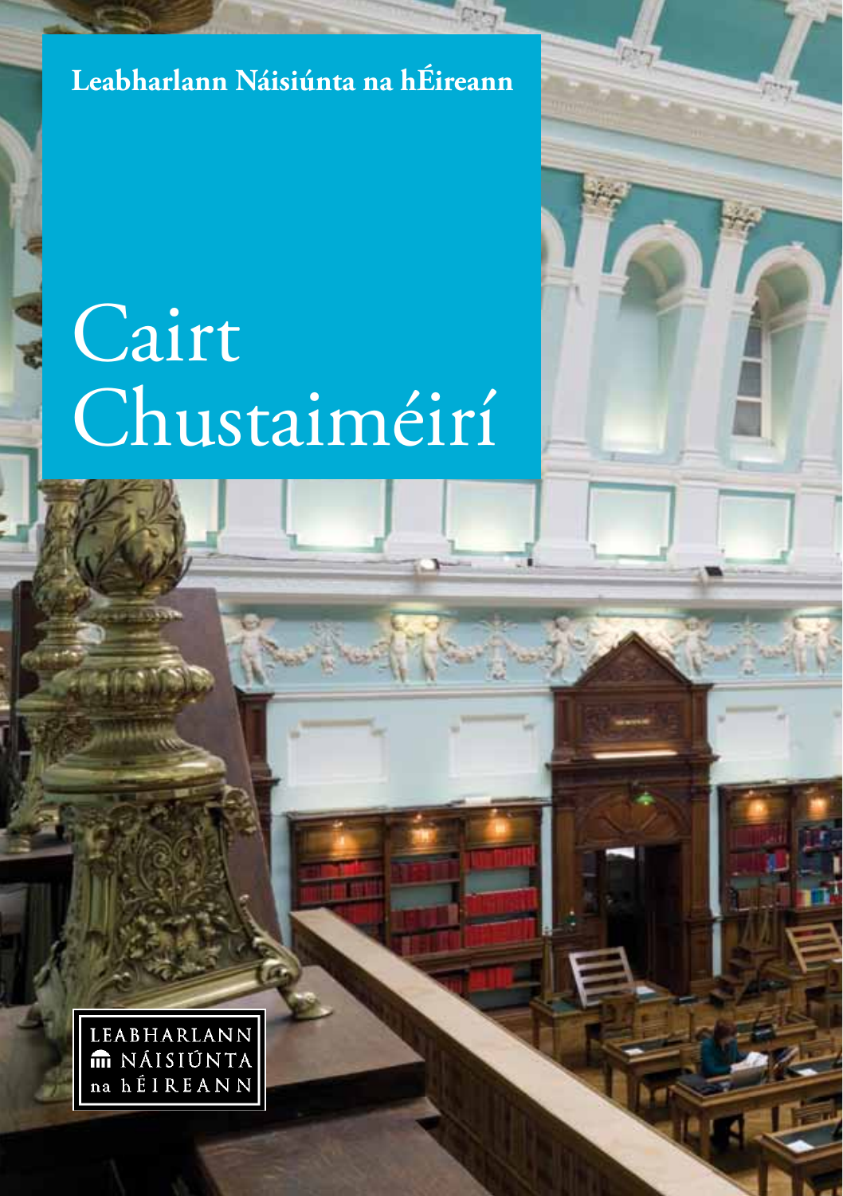Leabharlann Náisiúnta na hÉireann

# Cairt Chustaiméirí

LEABHARLANN NÁISIÚNTA na hÉIREANN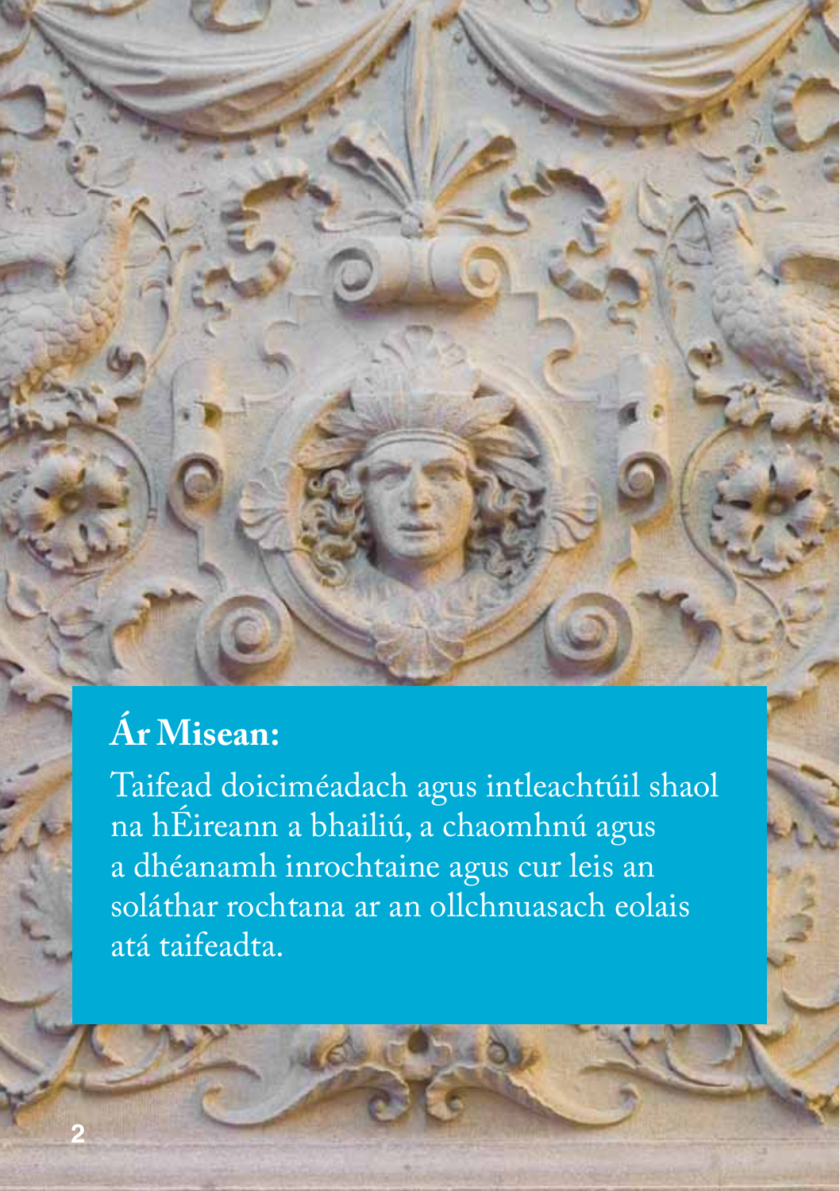## Ár Misean:

Taifead doiciméadach agus intleachtúil shaol na hÉireann a bhailiú, a chaomhnú agus a dhéanamh inrochtaine agus cur leis an soláthar rochtana ar an ollchnuasach eolais atá taifeadta.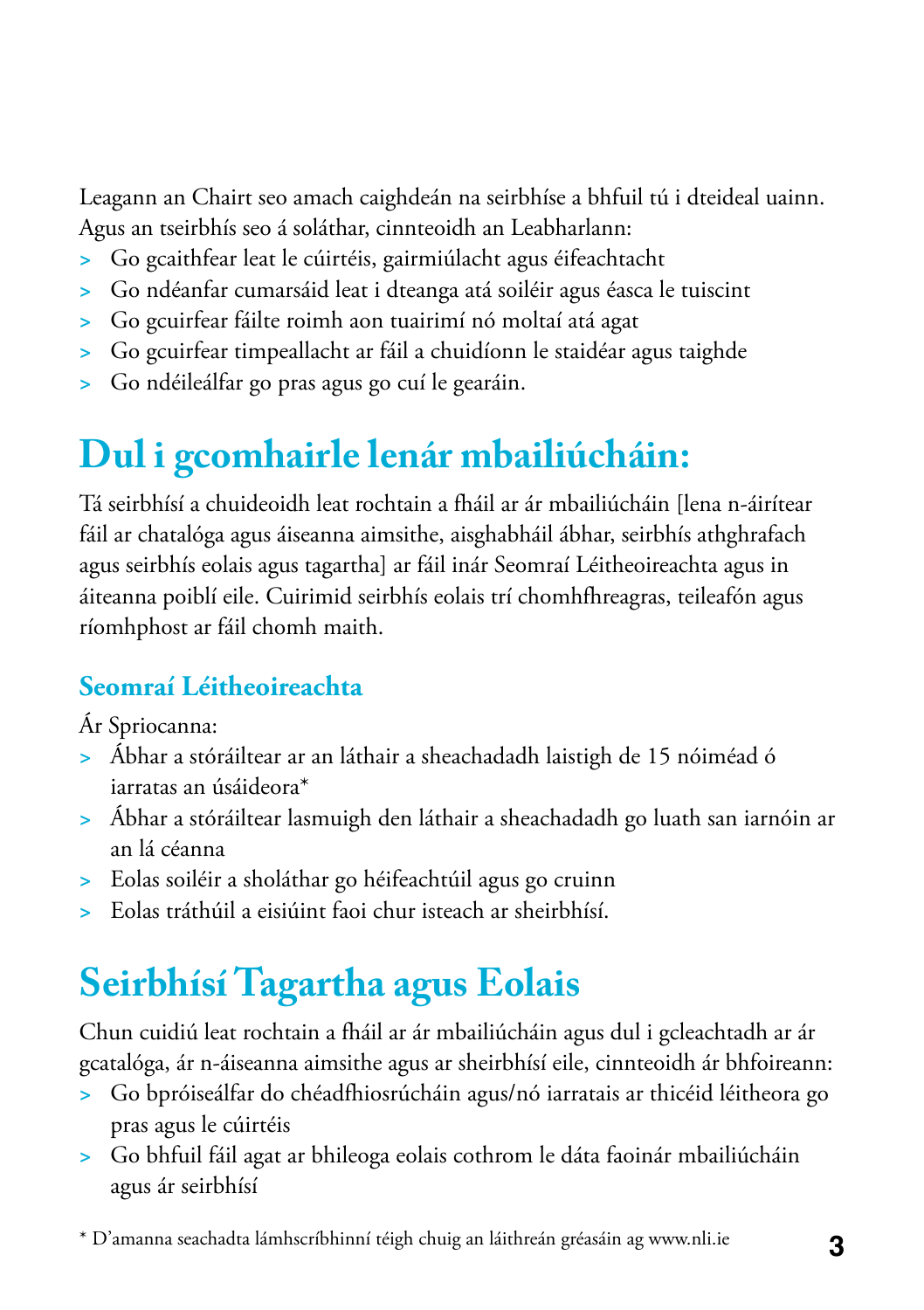Leagann an Chairt seo amach caighdeán na seirbhíse a bhfuil tú i dteideal uainn. Agus an tseirbhís seo á soláthar, cinnteoidh an Leabharlann:

- Go gcaithfear leat le cúirtéis, gairmiúlacht agus éifeachtacht
- Go ndéanfar cumarsáid leat i dteanga atá soiléir agus éasca le tuiscint
- Go gcuirfear fáilte roimh aon tuairimí nó moltaí atá agat
- Go gcuirfear timpeallacht ar fáil a chuidíonn le staidéar agus taighde
- Go ndéileálfar go pras agus go cuí le gearáin.

# Dul i gcomhairle lenár mbailiúcháin:

Tá seirbhísí a chuideoidh leat rochtain a fháil ar ár mbailiúcháin [lena n-áirítear fáil ar chatalóga agus áiseanna aimsithe, aisghabháil ábhar, seirbhís athghrafach agus seirbhís eolais agus tagartha] ar fáil inár Seomraí Léitheoireachta agus in áiteanna poiblí eile. Cuirimid seirbhís eolais trí chomhfhreagras, teileafón agus ríomhphost ar fáil chomh maith.

## Seomraí Léitheoireachta

Ár Spriocanna:

- Ábhar a stóráiltear ar an láthair a sheachadadh laistigh de 15 nóiméad ó iarratas an úsáideora*
- Ábhar a stóráiltear lasmuigh den láthair a sheachadadh go luath san iarnóin ar an lá céanna
- Eolas soiléir a sholáthar go héifeachtúil agus go cruinn
- Eolas tráthúil a eisiúint faoi chur isteach ar sheirbhísí.

# Seirbhísí Tagartha agus Eolais

Chun cuidiú leat rochtain a fháil ar ár mbailiúcháin agus dul i gcleachtadh ar ár gcatalóga, ár n-áiseanna aimsithe agus ar sheirbhísí eile, cinnteoidh ár bhfoireann:

- Go bpróiseálfar do chéadfhiosrúcháin agus/nó iarratais ar thicéid léitheora go pras agus le cúirtéis
- Go bhfuil fáil agat ar bhileoga eolais cothrom le dáta faoinár mbailiúcháin agus ár seirbhísí

* D'amanna seachadta lámhscríbhinní téigh chuig an láithreán gréasáin ag www.nli.ie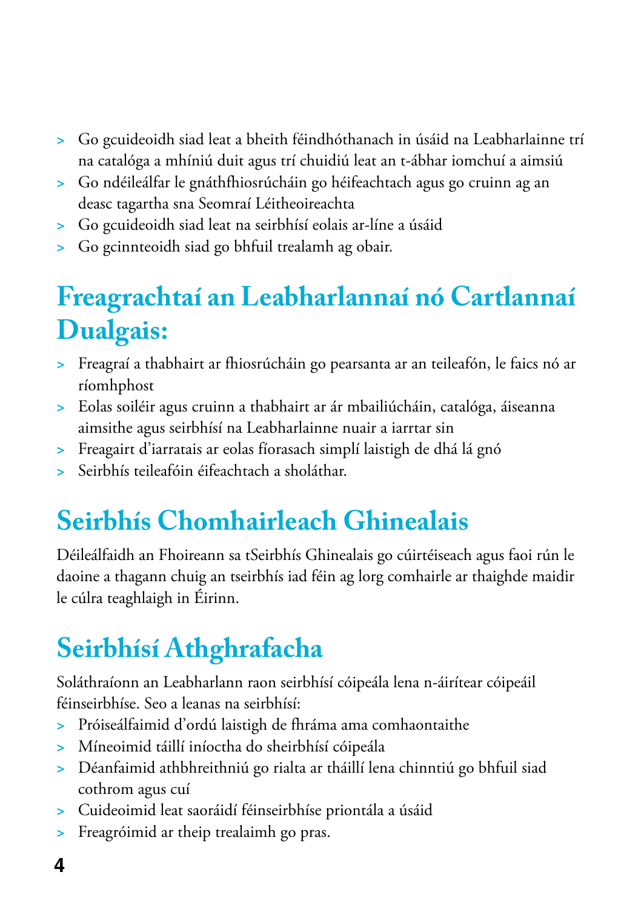- Go gcuideoidh siad leat a bheith féindhóthanach in úsáid na Leabharlainne trí na catalóga a mhíniú duit agus trí chuidiú leat an t-ábhar iomchuí a aimsiú
- Go ndéileálfar le gnáthfhiosrúcháin go héifeachtach agus go cruinn ag an deasc tagartha sna Seomraí Léitheoireachta
- Go gcuideoidh siad leat na seirbhísí eolais ar-líne a úsáid
- Go gcinnteoidh siad go bhfuil trealamh ag obair.

## Freagrachtaí an Leabharlannaí nó Cartlannaí Dualgais:

- Freagraí a thabhairt ar fhiosrúcháin go pearsanta ar an teileafón, le faics nó ar ríomhphost
- Eolas soiléir agus cruinn a thabhairt ar ár mbailiúcháin, catalóga, áiseanna aimsithe agus seirbhísí na Leabharlainne nuair a iarrtar sin
- Freagairt d'iarratais ar eolas fíorasach simplí laistigh de dhá lá gnó
- Seirbhís teileafóin éifeachtach a sholáthar.

## Seirbhís Chomhairleach Ghinealais

Déileálfaidh an Fhoireann sa tSeirbhís Ghinealais go cúirtéiseach agus faoi rún le daoine a thagann chuig an tseirbhís iad féin ag lorg comhairle ar thaighde maidir le cúlra teaghlaigh in Éirinn.

## Seirbhísí Athghrafacha

Soláthraíonn an Leabharlann raon seirbhísí cóipeála lena n-áirítear cóipeáil féinseirbhíse. Seo a leanas na seirbhísí:

- Próiseálfaimid d'ordú laistigh de fhráma ama comhaontaithe
- Míneoimid táillí iníoctha do sheirbhísí cóipeála
- Déanfaimid athbhreithniú go rialta ar tháillí lena chinntiú go bhfuil siad cothrom agus cuí
- Cuideoimid leat saoráidí féinseirbhíse priontála a úsáid
- Freagróimid ar theip trealaimh go pras.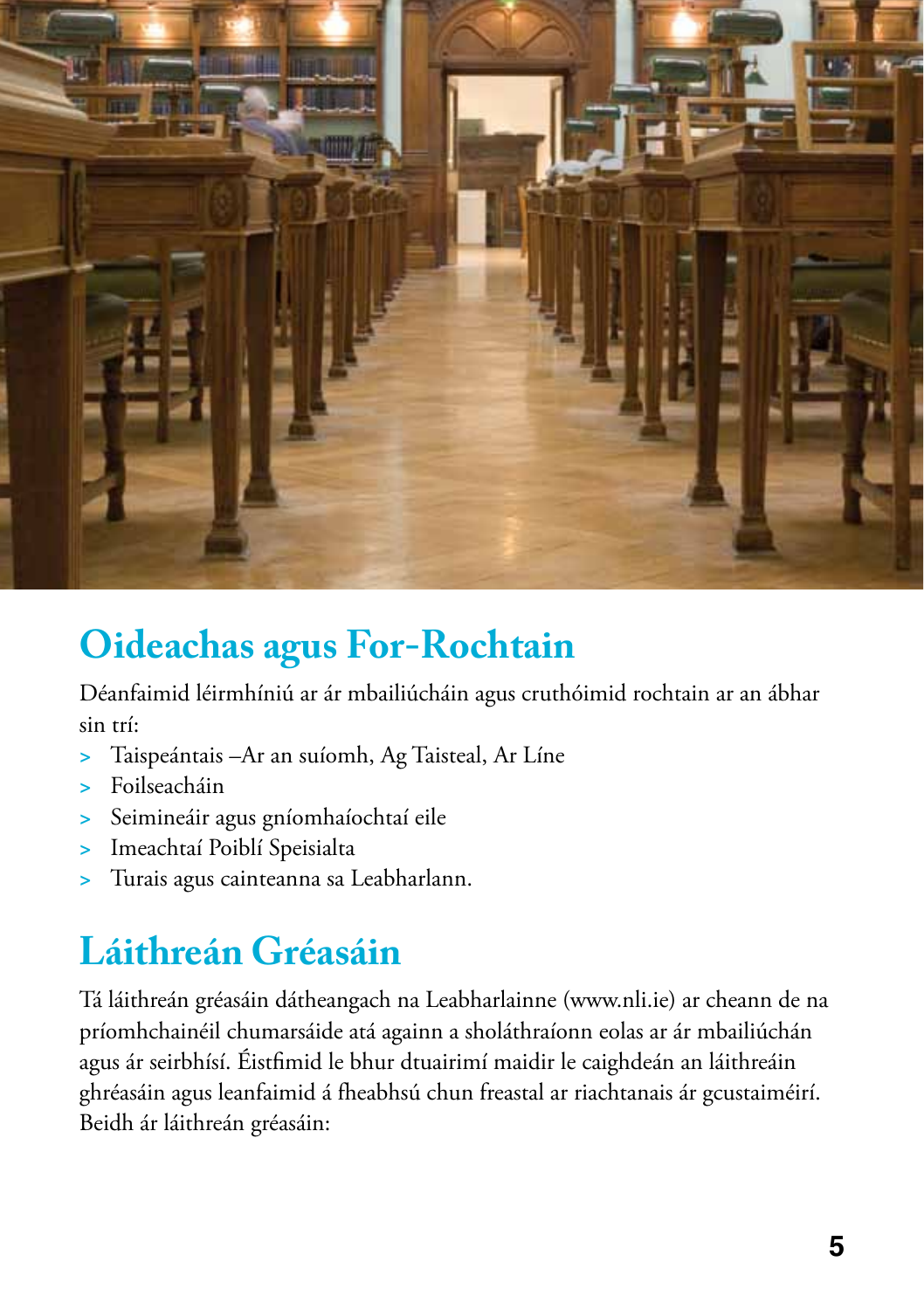## Oideachas agus For-Rochtain

Déanfaimid léirmhíniú ar ár mbailiúcháin agus cruthóimid rochtain ar an ábhar sin trí:

- Taispeántais –Ar an suíomh, Ag Taisteal, Ar Líne
- Foilseacháin
- Seimineáir agus gníomhaíochtaí eile
- Imeachtaí Poiblí Speisialta
- Turais agus cainteanna sa Leabharlann.

## Láithreán Gréasáin

Tá láithreán gréasáin dátheangach na Leabharlainne (www.nli.ie) ar cheann de na príomhchainéil chumarsáide atá againn a sholáthraíonn eolas ar ár mbailiúchán agus ár seirbhísí. Éistfimid le bhur dtuairimí maidir le caighdeán an láithreáin ghréasáin agus leanfaimid á fheabhsú chun freastal ar riachtanais ár gcustaiméirí. Beidh ár láithreán gréasáin: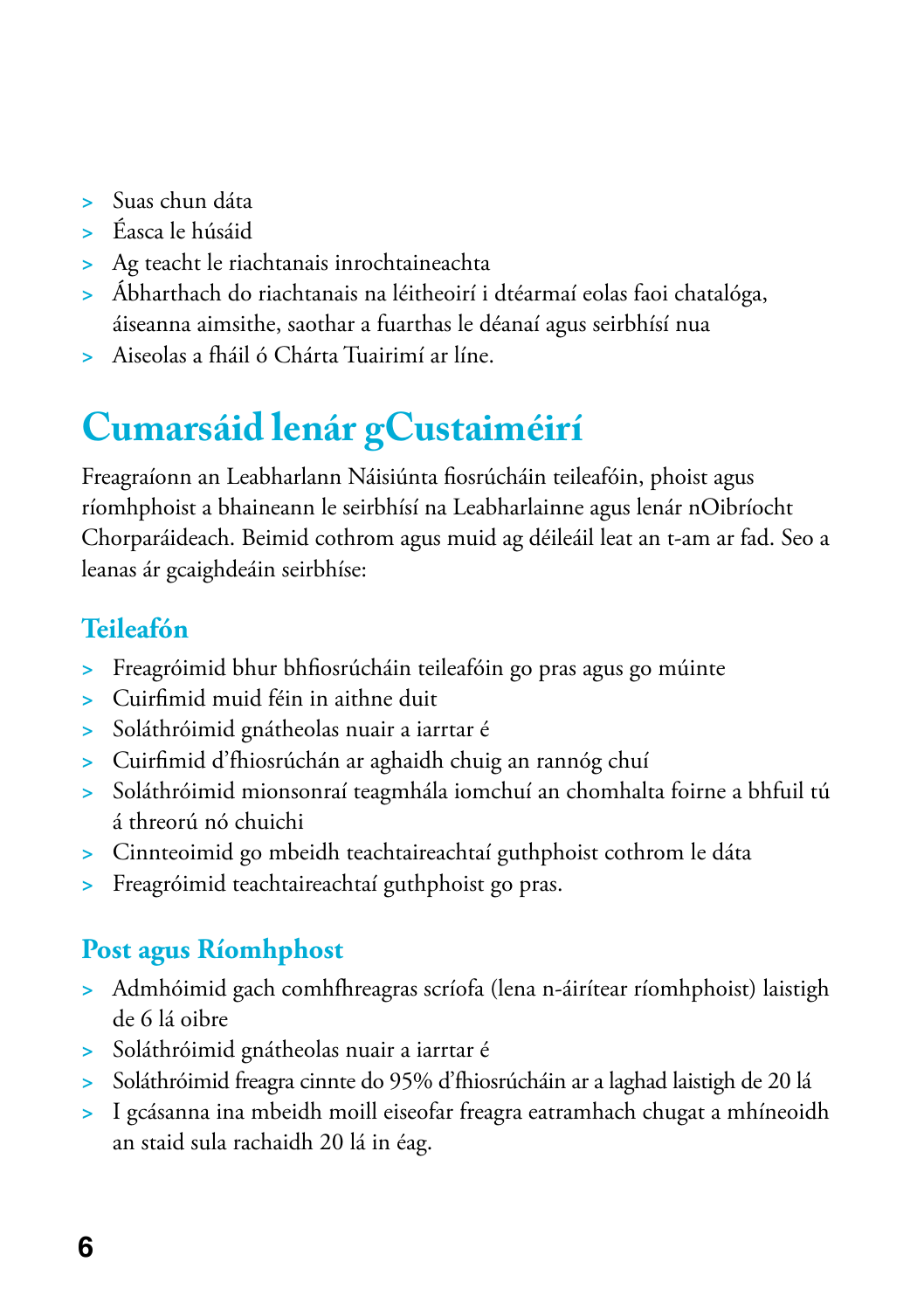- Suas chun dáta
- Éasca le húsáid
- Ag teacht le riachtanais inrochtaineachta
- Ábharthach do riachtanais na léitheoirí i dtéarmaí eolas faoi chatalóga, áiseanna aimsithe, saothar a fuarthas le déanaí agus seirbhísí nua
- Aiseolas a fháil ó Chárta Tuairimí ar líne.

## Cumarsáid lenár gCustaiméirí

Freagraíonn an Leabharlann Náisiúnta fiosrúcháin teileafóin, phoist agus ríomhphoist a bhaineann le seirbhísí na Leabharlainne agus lenár nOibríocht Chorparáideach. Beimid cothrom agus muid ag déileáil leat an t-am ar fad. Seo a leanas ár gcaighdeáin seirbhíse:

### Teileafón

- Freagróimid bhur bhfiosrúcháin teileafóin go pras agus go múinte
- Cuirfimid muid féin in aithne duit
- Soláthróimid gnátheolas nuair a iarrtar é
- Cuirfimid d'fhiosrúchán ar aghaidh chuig an rannóg chuí
- Soláthróimid mionsonraí teagmhála iomchuí an chomhalta foirne a bhfuil tú á threorú nó chuichi
- Cinnteoimid go mbeidh teachtaireachtaí guthphoist cothrom le dáta
- Freagróimid teachtaireachtaí guthphoist go pras.

### Post agus Ríomhphost

- Admhóimid gach comhfhreagras scríofa (lena n-áirítear ríomhphoist) laistigh de 6 lá oibre
- Soláthróimid gnátheolas nuair a iarrtar é
- Soláthróimid freagra cinnte do 95% d'fhiosrúcháin ar a laghad laistigh de 20 lá
- I gcásanna ina mbeidh moill eiseofar freagra eatramhach chugat a mhíneoidh an staid sula rachaidh 20 lá in éag.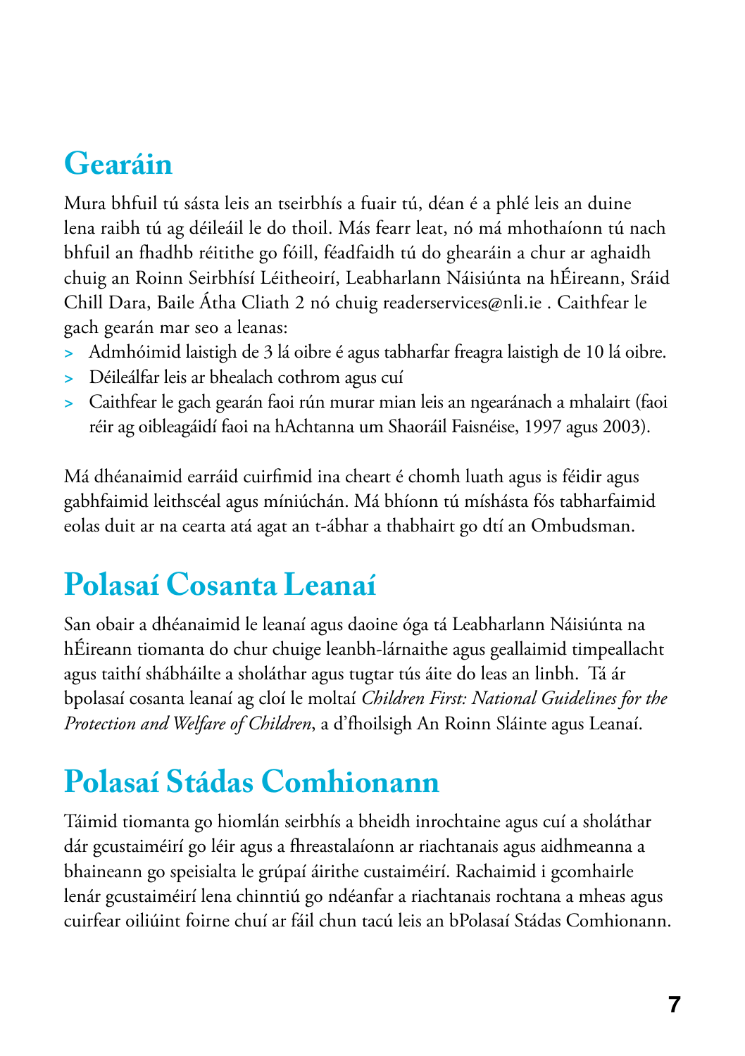# Gearáin

Mura bhfuil tú sásta leis an tseirbhís a fuair tú, déan é a phlé leis an duine lena raibh tú ag déileáil le do thoil. Más fearr leat, nó má mhothaíonn tú nach bhfuil an fhadhb réitithe go fóill, féadfaidh tú do ghearáin a chur ar aghaidh chuig an Roinn Seirbhísí Léitheoirí, Leabharlann Náisiúnta na hÉireann, Sráid Chill Dara, Baile Átha Cliath 2 nó chuig readerservices@nli.ie . Caithfear le gach gearán mar seo a leanas:

- Admhóimid laistigh de 3 lá oibre é agus tabharfar freagra laistigh de 10 lá oibre.
- Déileálfar leis ar bhealach cothrom agus cuí
- Caithfear le gach gearán faoi rún murar mian leis an ngearánach a mhalairt (faoi réir ag oibleagáidí faoi na hAchtanna um Shaoráil Faisnéise, 1997 agus 2003).

Má dhéanaimid earráid cuirfimid ina cheart é chomh luath agus is féidir agus gabhfaimid leithscéal agus míniúchán. Má bhíonn tú míshásta fós tabharfaimid eolas duit ar na cearta atá agat an t-ábhar a thabhairt go dtí an Ombudsman.

# Polasaí Cosanta Leanaí

San obair a dhéanaimid le leanaí agus daoine óga tá Leabharlann Náisiúnta na hÉireann tiomanta do chur chuige leanbh-lárnaithe agus geallaimid timpeallacht agus taithí shábháilte a sholáthar agus tugtar tús áite do leas an linbh. Tá ár bpolasaí cosanta leanaí ag cloí le moltaí *Children First: National Guidelines for the Protection and Welfare of Children*, a d'fhoilsigh An Roinn Sláinte agus Leanaí.

# Polasaí Stádas Comhionann

Táimid tiomanta go hiomlán seirbhís a bheidh inrochtaine agus cuí a sholáthar dár gcustaiméirí go léir agus a fhreastalaíonn ar riachtanais agus aidhmeanna a bhaineann go speisialta le grúpaí áirithe custaiméirí. Rachaimid i gcomhairle lenár gcustaiméirí lena chinntiú go ndéanfar a riachtanais rochtana a mheas agus cuirfear oiliúint foirne chuí ar fáil chun tacú leis an bPolasaí Stádas Comhionann.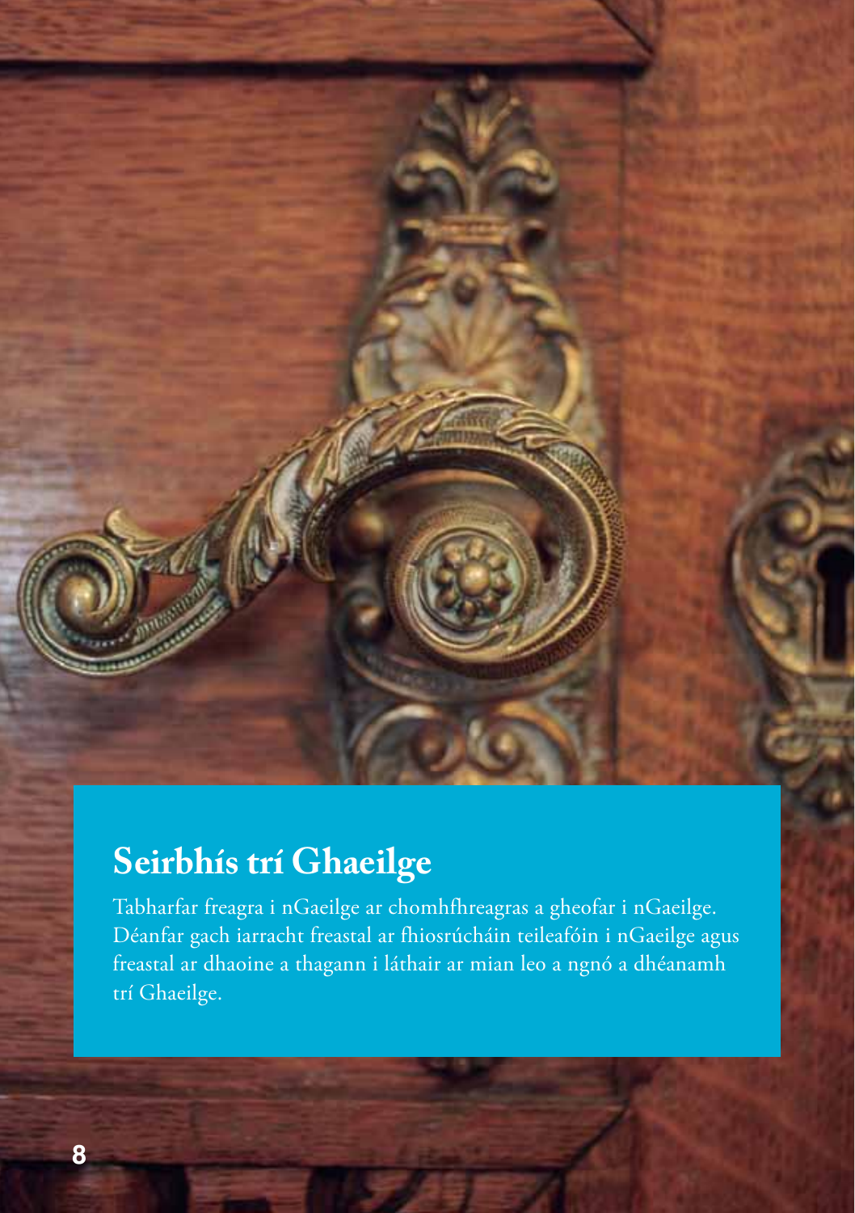## Seirbhís trí Ghaeilge

Tabharfar freagra i nGaeilge ar chomhfhreagras a gheofar i nGaeilge. Déanfar gach iarracht freastal ar fhiosrúcháin teileafóin i nGaeilge agus freastal ar dhaoine a thagann i láthair ar mian leo a ngnó a dhéanamh trí Ghaeilge.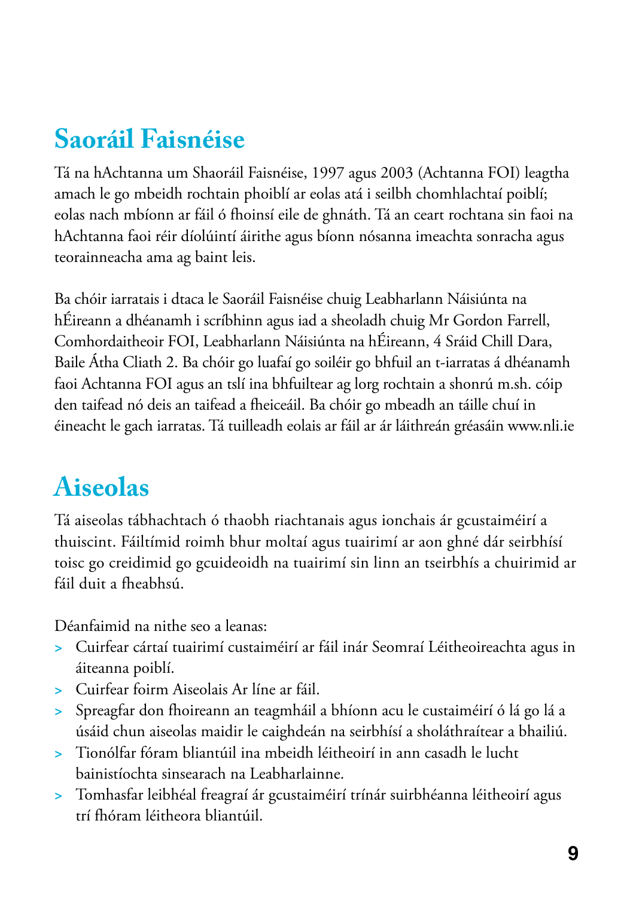## Saoráil Faisnéise

Tá na hAchtanna um Shaoráil Faisnéise, 1997 agus 2003 (Achtanna FOI) leagtha amach le go mbeidh rochtain phoiblí ar eolas atá i seilbh chomhlachtaí poiblí; eolas nach mbíonn ar fáil ó fhoinsí eile de ghnáth. Tá an ceart rochtana sin faoi na hAchtanna faoi réir díolúintí áirithe agus bíonn nósanna imeachta sonracha agus teorainneacha ama ag baint leis.

Ba chóir iarratais i dtaca le Saoráil Faisnéise chuig Leabharlann Náisiúnta na hÉireann a dhéanamh i scríbhinn agus iad a sheoladh chuig Mr Gordon Farrell, Comhordaitheoir FOI, Leabharlann Náisiúnta na hÉireann, 4 Sráid Chill Dara, Baile Átha Cliath 2. Ba chóir go luafaí go soiléir go bhfuil an t-iarratas á dhéanamh faoi Achtanna FOI agus an tslí ina bhfuiltear ag lorg rochtain a shonrú m.sh. cóip den taifead nó deis an taifead a fheiceáil. Ba chóir go mbeadh an táille chuí in éineacht le gach iarratas. Tá tuilleadh eolais ar fáil ar ár láithreán gréasáin www.nli.ie

## Aiseolas

Tá aiseolas tábhachtach ó thaobh riachtanais agus ionchais ár gcustaiméirí a thuiscint. Fáiltímid roimh bhur moltaí agus tuairimí ar aon ghné dár seirbhísí toisc go creidimid go gcuideoidh na tuairimí sin linn an tseirbhís a chuirimid ar fáil duit a fheabhsú.

Déanfaimid na nithe seo a leanas:

- Cuirfear cártaí tuairimí custaiméirí ar fáil inár Seomraí Léitheoireachta agus in áiteanna poiblí.
- Cuirfear foirm Aiseolais Ar líne ar fáil.
- Spreagfar don fhoireann an teagmháil a bhíonn acu le custaiméirí ó lá go lá a úsáid chun aiseolas maidir le caighdeán na seirbhísí a sholáthraítear a bhailiú.
- Tionólfar fóram bliantúil ina mbeidh léitheoirí in ann casadh le lucht bainistíochta sinsearach na Leabharlainne.
- Tomhasfar leibhéal freagraí ár gcustaiméirí trínár suirbhéanna léitheoirí agus trí fhóram léitheora bliantúil.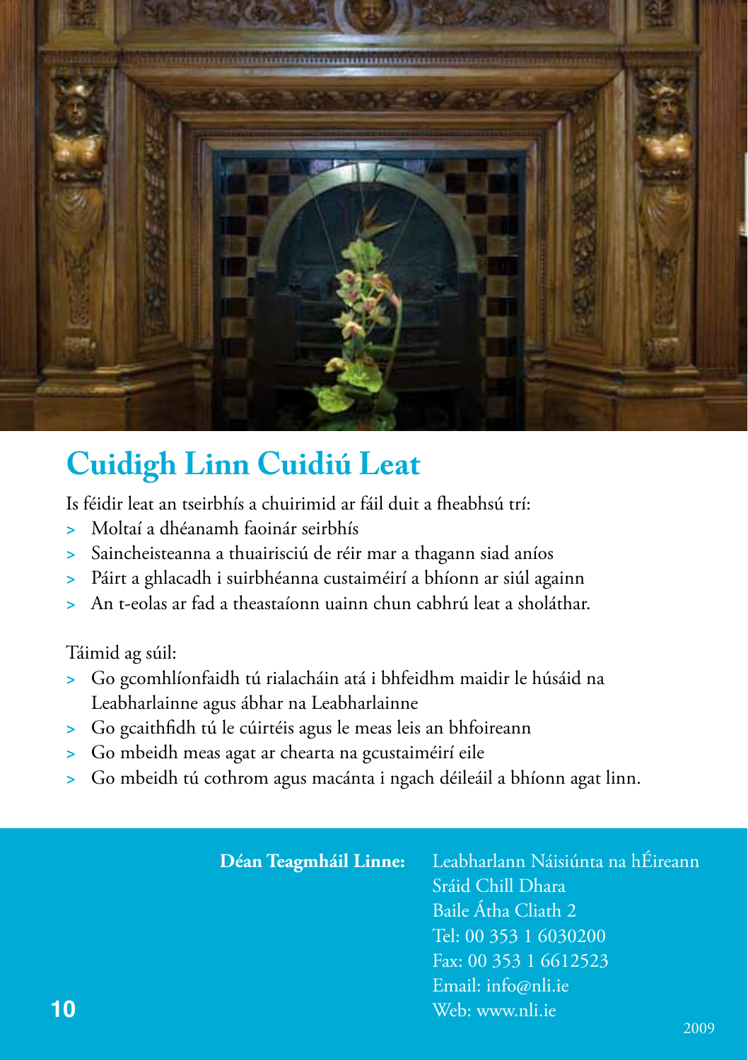## Cuidigh Linn Cuidiú Leat

Is féidir leat an tseirbhís a chuirimid ar fáil duit a fheabhsú trí:

- Moltaí a dhéanamh faoinár seirbhís
- Saincheisteanna a thuairisciú de réir mar a thagann siad aníos
- Páirt a ghlacadh i suirbhéanna custaiméirí a bhíonn ar siúl againn
- An t-eolas ar fad a theastaíonn uainn chun cabhrú leat a sholáthar.

Táimid ag súil:

- Go gcomhlíonfaidh tú rialacháin atá i bhfeidhm maidir le húsáid na Leabharlainne agus ábhar na Leabharlainne
- Go gcaithfidh tú le cúirtéis agus le meas leis an bhfoireann
- Go mbeidh meas agat ar chearta na gcustaiméirí eile
- Go mbeidh tú cothrom agus macánta i ngach déileáil a bhíonn agat linn.

**Déan Teagmháil Linne:**

Leabharlann Náisiúnta na hÉireann
Sráid Chill Dhara
Baile Átha Cliath 2
Tel: 00 353 1 6030200
Fax: 00 353 1 6612523
Email: info@nli.ie
Web: www.nli.ie

2009